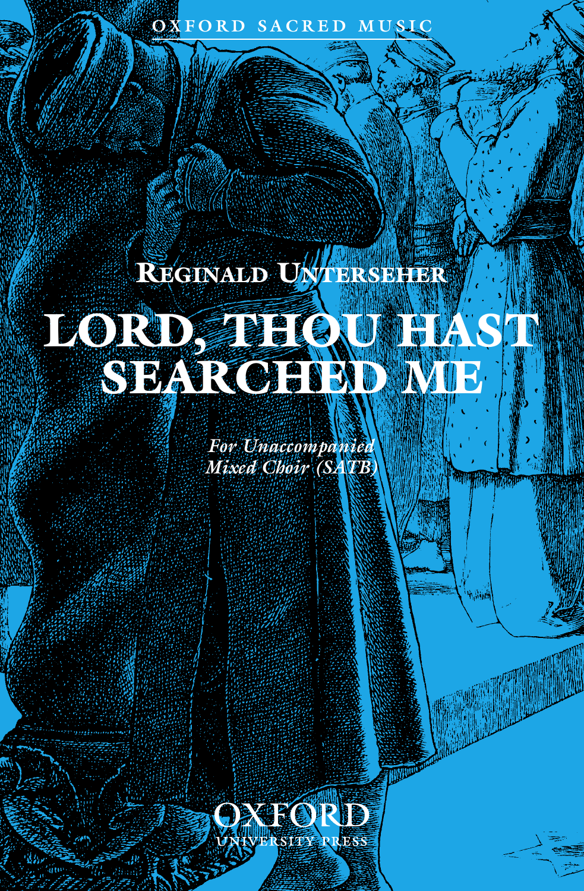OXFORD SACRED MUSIC

## Reginald Unterseher

# LORD, THOU HAST SEARCHED ME

*For Unaccompanied Mixed Choir (SATB)*

OXFORD
UNIVERSITY PRESS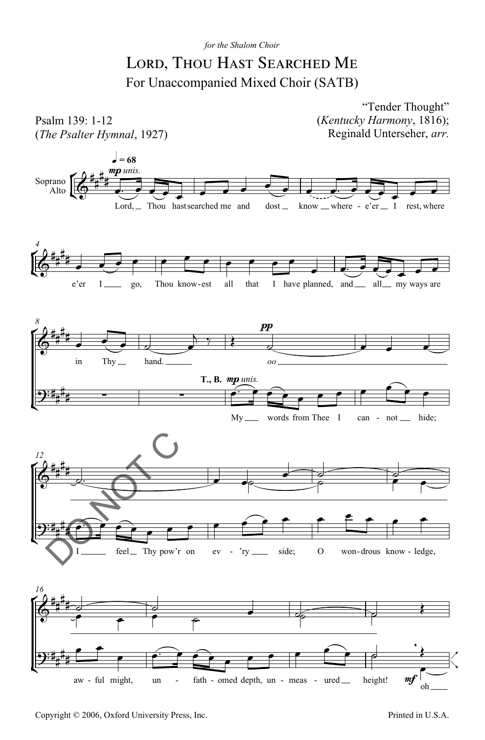*for the Shalom Choir*

# Lord, Thou Hast Searched Me

For Unaccompanied Mixed Choir (SATB)

Psalm 139: 1-12
(*The Psalter Hymnal*, 1927)

"Tender Thought"
(*Kentucky Harmony*, 1816);
Reginald Unterseher, *arr.*

Copyright © 2006, Oxford University Press, Inc.

Printed in U.S.A.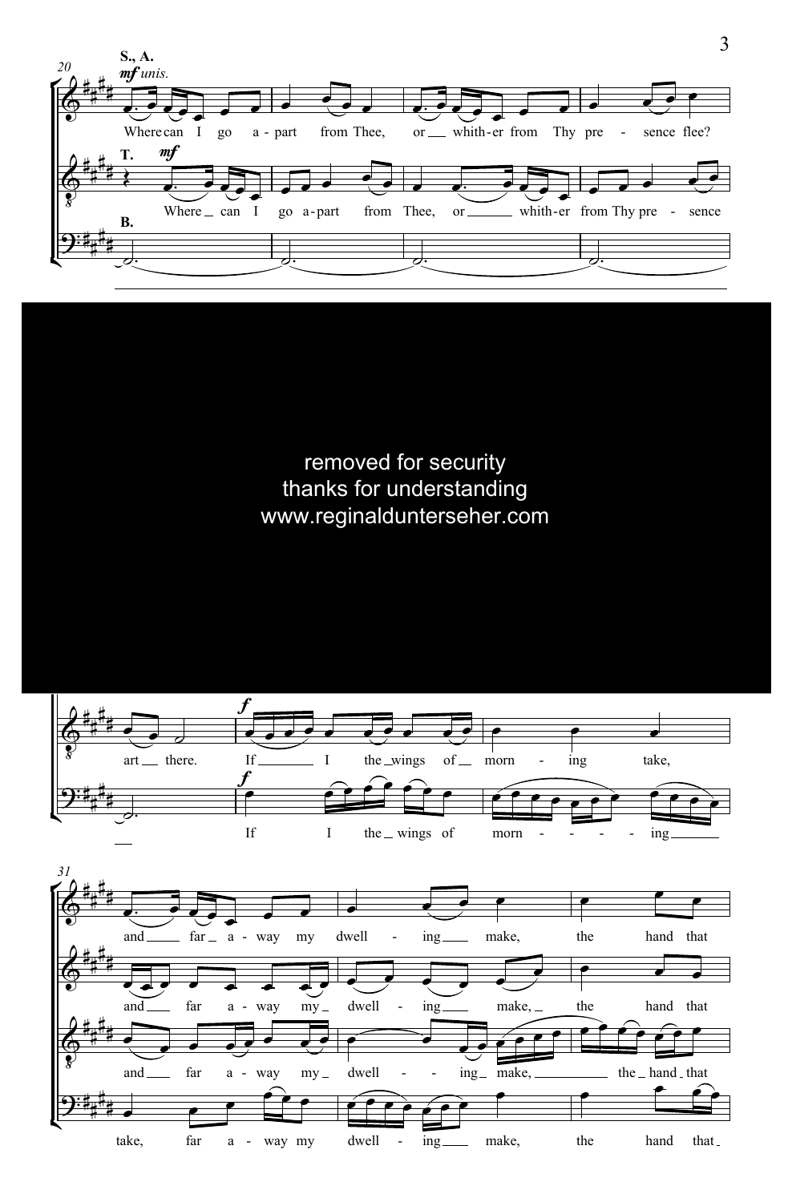removed for security
thanks for understanding
www.reginaldunterseher.com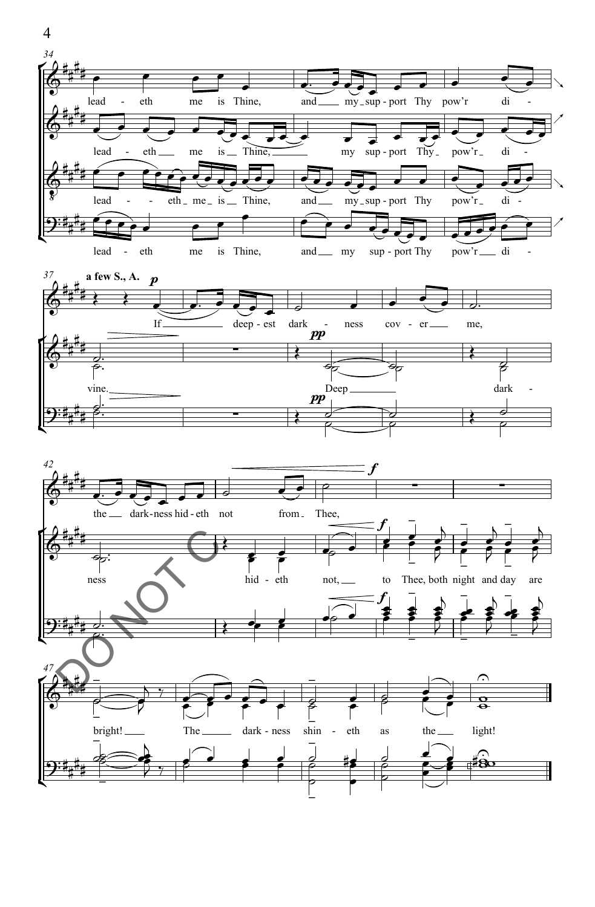34

lead - eth me is Thine, and my sup - port Thy pow'r di -

lead - eth me is Thine, my sup - port Thy pow'r di -

lead - eth me is Thine, and my sup - port Thy pow'r di -

lead - eth me is Thine, and my sup - port Thy pow'r di -

37

**a few S., A.** *p*

If deep - est dark - ness cov - er me,

vine. Deep dark -

*pp*

42

the dark - ness hid - eth not from Thee,

ness hid - eth not, to Thee, both night and day are

*f*

47

bright! The dark - ness shin - eth as the light!